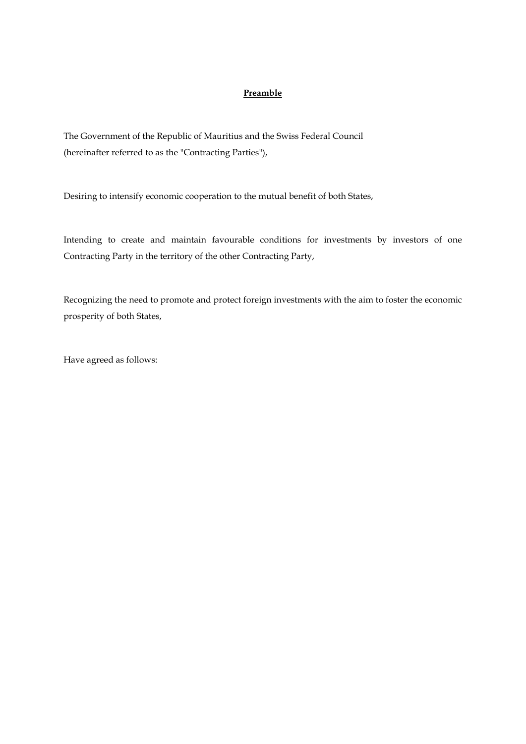# Preamble

The Government of the Republic of Mauritius and the Swiss Federal Council
(hereinafter referred to as the "Contracting Parties"),

Desiring to intensify economic cooperation to the mutual benefit of both States,

Intending to create and maintain favourable conditions for investments by investors of one Contracting Party in the territory of the other Contracting Party,

Recognizing the need to promote and protect foreign investments with the aim to foster the economic prosperity of both States,

Have agreed as follows: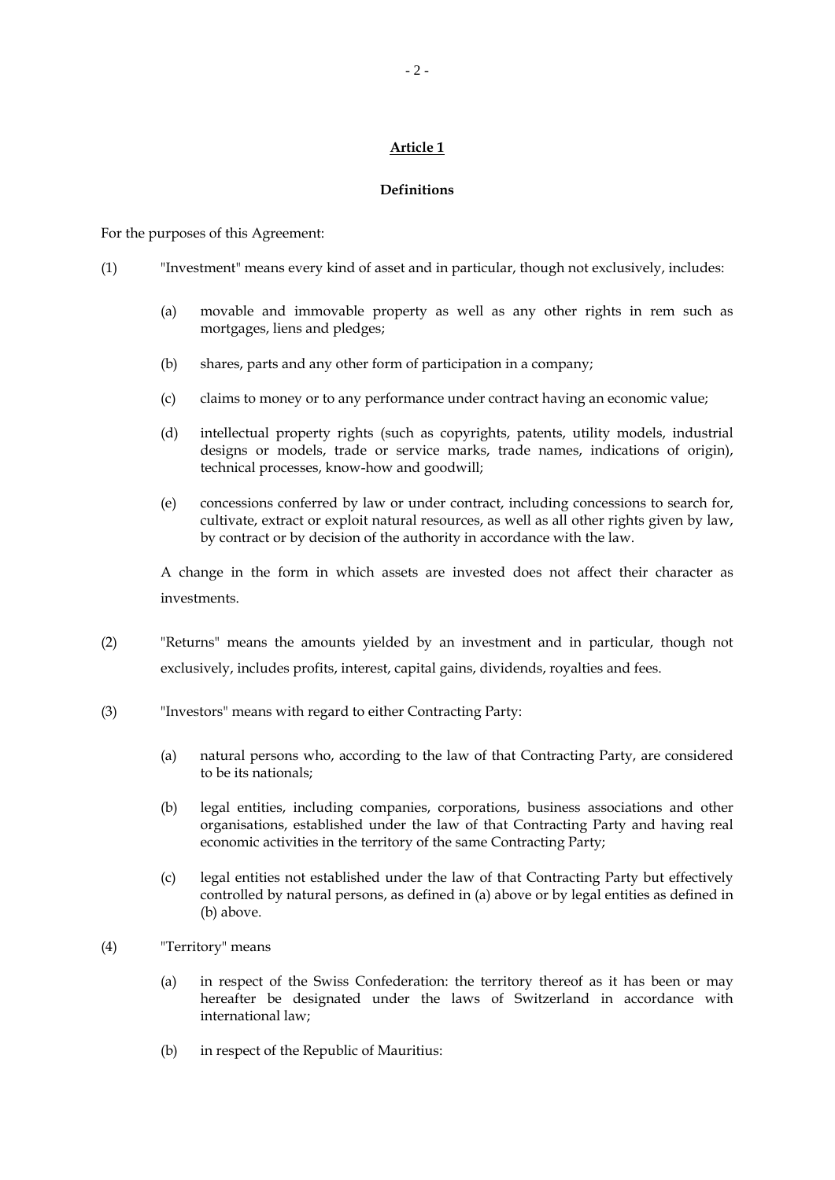## Article 1

### Definitions

For the purposes of this Agreement:

(1) "Investment" means every kind of asset and in particular, though not exclusively, includes:

   (a) movable and immovable property as well as any other rights in rem such as mortgages, liens and pledges;

   (b) shares, parts and any other form of participation in a company;

   (c) claims to money or to any performance under contract having an economic value;

   (d) intellectual property rights (such as copyrights, patents, utility models, industrial designs or models, trade or service marks, trade names, indications of origin), technical processes, know-how and goodwill;

   (e) concessions conferred by law or under contract, including concessions to search for, cultivate, extract or exploit natural resources, as well as all other rights given by law, by contract or by decision of the authority in accordance with the law.

   A change in the form in which assets are invested does not affect their character as investments.

(2) "Returns" means the amounts yielded by an investment and in particular, though not exclusively, includes profits, interest, capital gains, dividends, royalties and fees.

(3) "Investors" means with regard to either Contracting Party:

   (a) natural persons who, according to the law of that Contracting Party, are considered to be its nationals;

   (b) legal entities, including companies, corporations, business associations and other organisations, established under the law of that Contracting Party and having real economic activities in the territory of the same Contracting Party;

   (c) legal entities not established under the law of that Contracting Party but effectively controlled by natural persons, as defined in (a) above or by legal entities as defined in (b) above.

(4) "Territory" means

   (a) in respect of the Swiss Confederation: the territory thereof as it has been or may hereafter be designated under the laws of Switzerland in accordance with international law;

   (b) in respect of the Republic of Mauritius: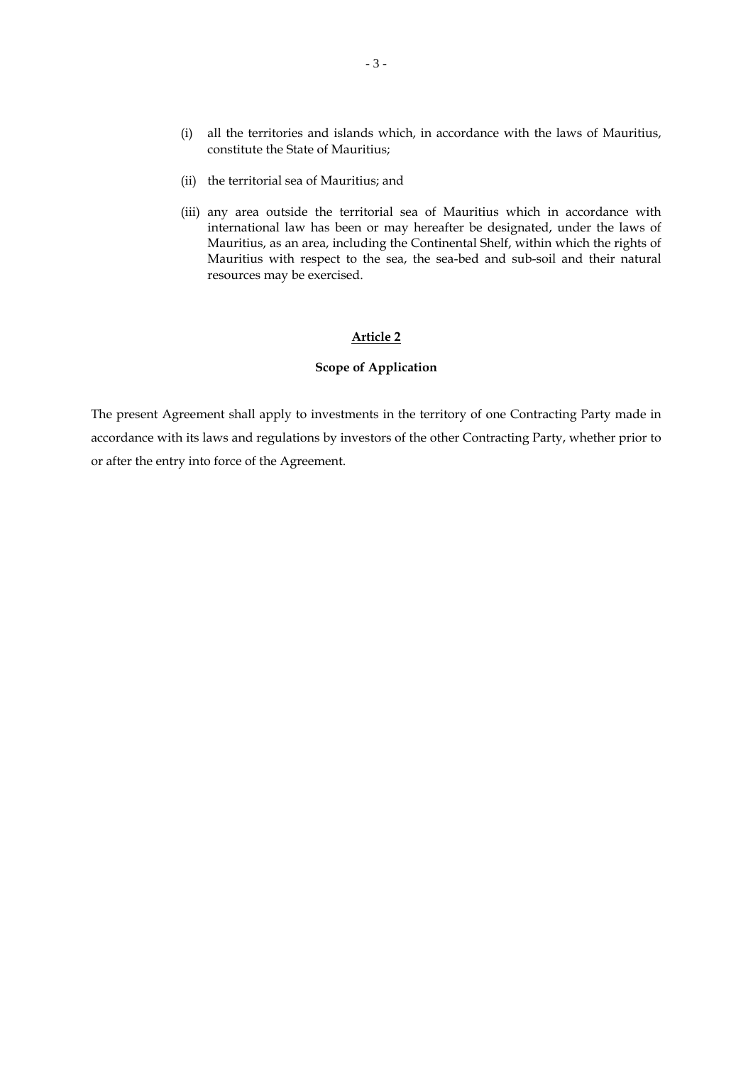(i) all the territories and islands which, in accordance with the laws of Mauritius, constitute the State of Mauritius;

(ii) the territorial sea of Mauritius; and

(iii) any area outside the territorial sea of Mauritius which in accordance with international law has been or may hereafter be designated, under the laws of Mauritius, as an area, including the Continental Shelf, within which the rights of Mauritius with respect to the sea, the sea-bed and sub-soil and their natural resources may be exercised.

## Article 2

### Scope of Application

The present Agreement shall apply to investments in the territory of one Contracting Party made in accordance with its laws and regulations by investors of the other Contracting Party, whether prior to or after the entry into force of the Agreement.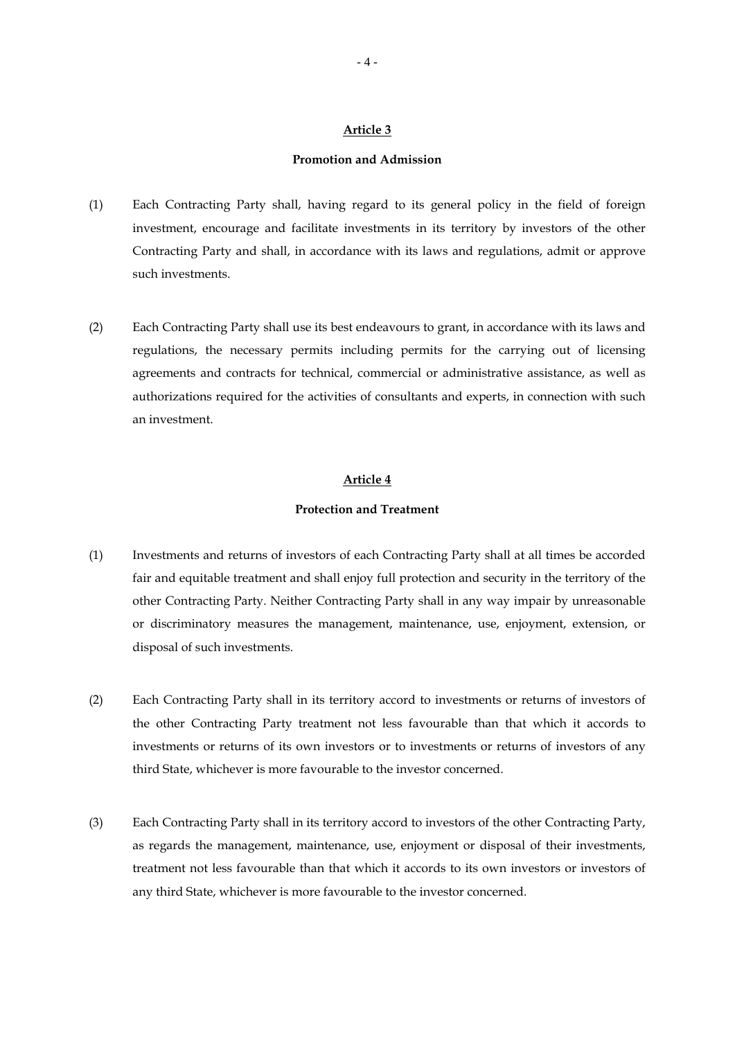**Article 3**

**Promotion and Admission**

(1) Each Contracting Party shall, having regard to its general policy in the field of foreign investment, encourage and facilitate investments in its territory by investors of the other Contracting Party and shall, in accordance with its laws and regulations, admit or approve such investments.

(2) Each Contracting Party shall use its best endeavours to grant, in accordance with its laws and regulations, the necessary permits including permits for the carrying out of licensing agreements and contracts for technical, commercial or administrative assistance, as well as authorizations required for the activities of consultants and experts, in connection with such an investment.

**Article 4**

**Protection and Treatment**

(1) Investments and returns of investors of each Contracting Party shall at all times be accorded fair and equitable treatment and shall enjoy full protection and security in the territory of the other Contracting Party. Neither Contracting Party shall in any way impair by unreasonable or discriminatory measures the management, maintenance, use, enjoyment, extension, or disposal of such investments.

(2) Each Contracting Party shall in its territory accord to investments or returns of investors of the other Contracting Party treatment not less favourable than that which it accords to investments or returns of its own investors or to investments or returns of investors of any third State, whichever is more favourable to the investor concerned.

(3) Each Contracting Party shall in its territory accord to investors of the other Contracting Party, as regards the management, maintenance, use, enjoyment or disposal of their investments, treatment not less favourable than that which it accords to its own investors or investors of any third State, whichever is more favourable to the investor concerned.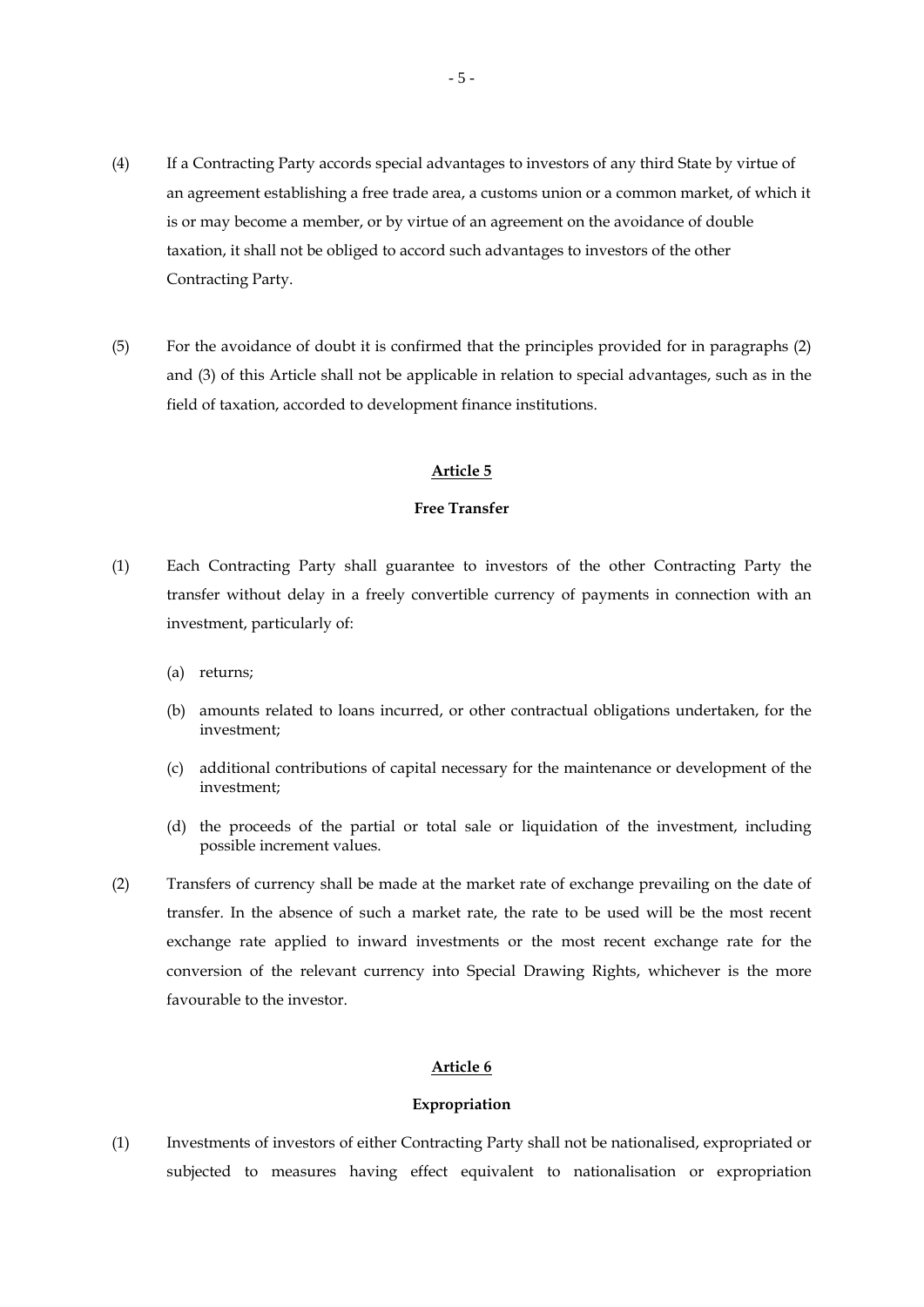(4) If a Contracting Party accords special advantages to investors of any third State by virtue of an agreement establishing a free trade area, a customs union or a common market, of which it is or may become a member, or by virtue of an agreement on the avoidance of double taxation, it shall not be obliged to accord such advantages to investors of the other Contracting Party.

(5) For the avoidance of doubt it is confirmed that the principles provided for in paragraphs (2) and (3) of this Article shall not be applicable in relation to special advantages, such as in the field of taxation, accorded to development finance institutions.

## Article 5

### Free Transfer

(1) Each Contracting Party shall guarantee to investors of the other Contracting Party the transfer without delay in a freely convertible currency of payments in connection with an investment, particularly of:

(a) returns;

(b) amounts related to loans incurred, or other contractual obligations undertaken, for the investment;

(c) additional contributions of capital necessary for the maintenance or development of the investment;

(d) the proceeds of the partial or total sale or liquidation of the investment, including possible increment values.

(2) Transfers of currency shall be made at the market rate of exchange prevailing on the date of transfer. In the absence of such a market rate, the rate to be used will be the most recent exchange rate applied to inward investments or the most recent exchange rate for the conversion of the relevant currency into Special Drawing Rights, whichever is the more favourable to the investor.

## Article 6

### Expropriation

(1) Investments of investors of either Contracting Party shall not be nationalised, expropriated or subjected to measures having effect equivalent to nationalisation or expropriation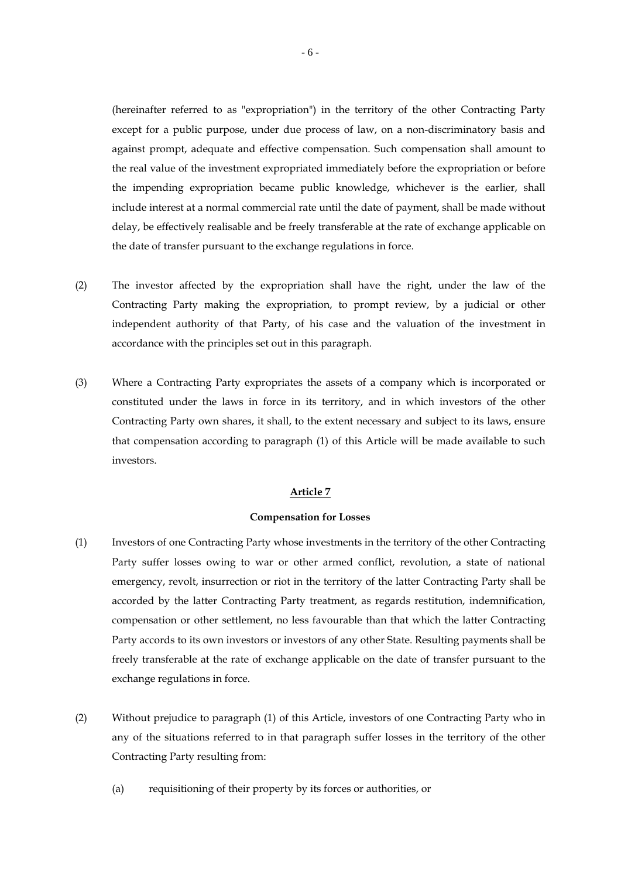(hereinafter referred to as "expropriation") in the territory of the other Contracting Party except for a public purpose, under due process of law, on a non-discriminatory basis and against prompt, adequate and effective compensation. Such compensation shall amount to the real value of the investment expropriated immediately before the expropriation or before the impending expropriation became public knowledge, whichever is the earlier, shall include interest at a normal commercial rate until the date of payment, shall be made without delay, be effectively realisable and be freely transferable at the rate of exchange applicable on the date of transfer pursuant to the exchange regulations in force.

(2) The investor affected by the expropriation shall have the right, under the law of the Contracting Party making the expropriation, to prompt review, by a judicial or other independent authority of that Party, of his case and the valuation of the investment in accordance with the principles set out in this paragraph.

(3) Where a Contracting Party expropriates the assets of a company which is incorporated or constituted under the laws in force in its territory, and in which investors of the other Contracting Party own shares, it shall, to the extent necessary and subject to its laws, ensure that compensation according to paragraph (1) of this Article will be made available to such investors.

**Article 7**

**Compensation for Losses**

(1) Investors of one Contracting Party whose investments in the territory of the other Contracting Party suffer losses owing to war or other armed conflict, revolution, a state of national emergency, revolt, insurrection or riot in the territory of the latter Contracting Party shall be accorded by the latter Contracting Party treatment, as regards restitution, indemnification, compensation or other settlement, no less favourable than that which the latter Contracting Party accords to its own investors or investors of any other State. Resulting payments shall be freely transferable at the rate of exchange applicable on the date of transfer pursuant to the exchange regulations in force.

(2) Without prejudice to paragraph (1) of this Article, investors of one Contracting Party who in any of the situations referred to in that paragraph suffer losses in the territory of the other Contracting Party resulting from:

(a) requisitioning of their property by its forces or authorities, or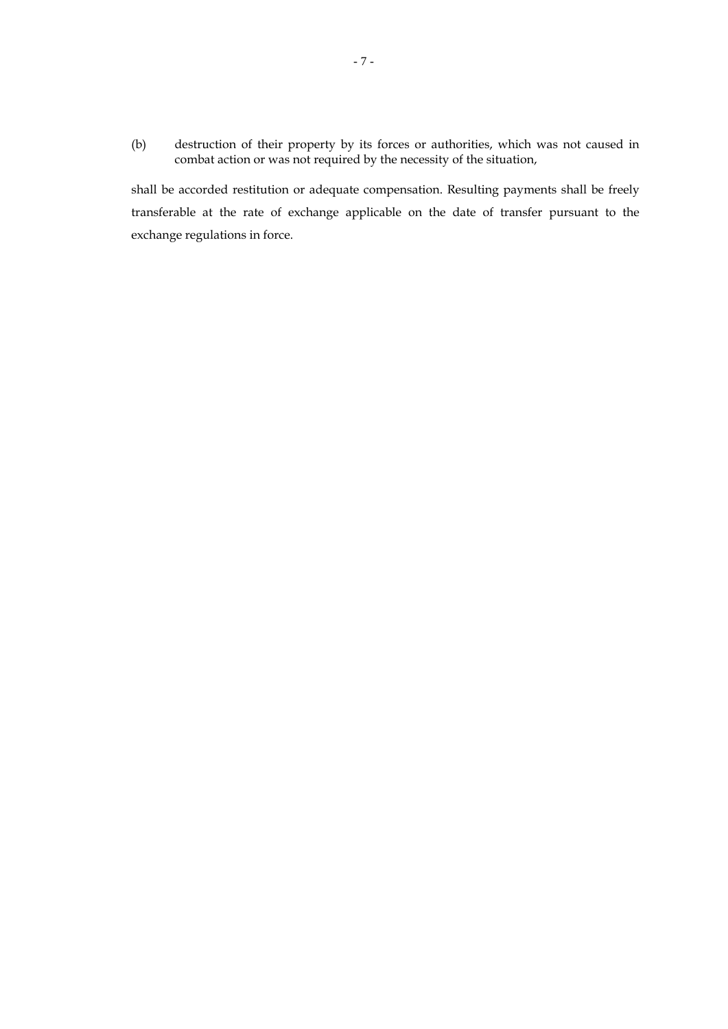(b) destruction of their property by its forces or authorities, which was not caused in combat action or was not required by the necessity of the situation,

shall be accorded restitution or adequate compensation. Resulting payments shall be freely transferable at the rate of exchange applicable on the date of transfer pursuant to the exchange regulations in force.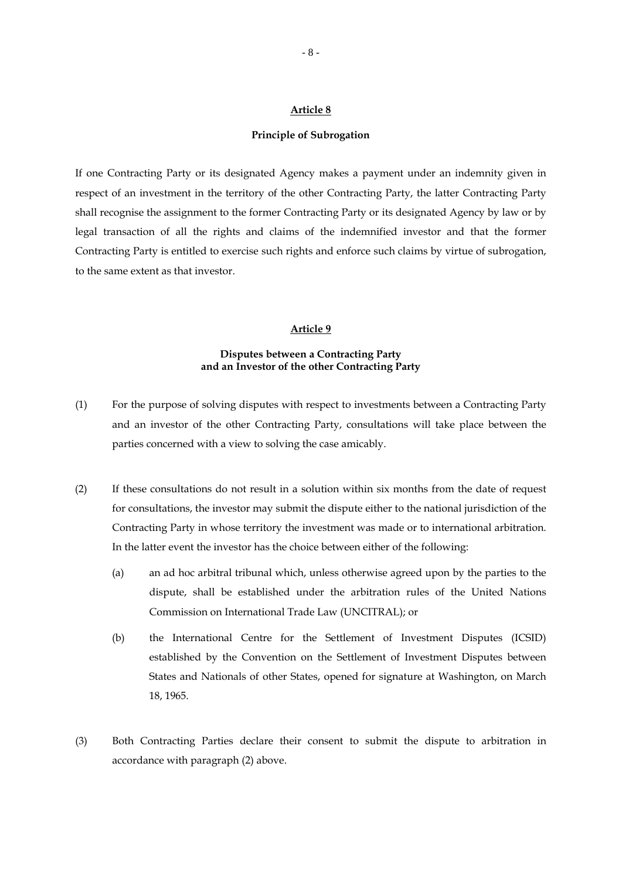## Article 8

### Principle of Subrogation

If one Contracting Party or its designated Agency makes a payment under an indemnity given in respect of an investment in the territory of the other Contracting Party, the latter Contracting Party shall recognise the assignment to the former Contracting Party or its designated Agency by law or by legal transaction of all the rights and claims of the indemnified investor and that the former Contracting Party is entitled to exercise such rights and enforce such claims by virtue of subrogation, to the same extent as that investor.

## Article 9

### Disputes between a Contracting Party and an Investor of the other Contracting Party

(1) For the purpose of solving disputes with respect to investments between a Contracting Party and an investor of the other Contracting Party, consultations will take place between the parties concerned with a view to solving the case amicably.

(2) If these consultations do not result in a solution within six months from the date of request for consultations, the investor may submit the dispute either to the national jurisdiction of the Contracting Party in whose territory the investment was made or to international arbitration. In the latter event the investor has the choice between either of the following:

(a) an ad hoc arbitral tribunal which, unless otherwise agreed upon by the parties to the dispute, shall be established under the arbitration rules of the United Nations Commission on International Trade Law (UNCITRAL); or

(b) the International Centre for the Settlement of Investment Disputes (ICSID) established by the Convention on the Settlement of Investment Disputes between States and Nationals of other States, opened for signature at Washington, on March 18, 1965.

(3) Both Contracting Parties declare their consent to submit the dispute to arbitration in accordance with paragraph (2) above.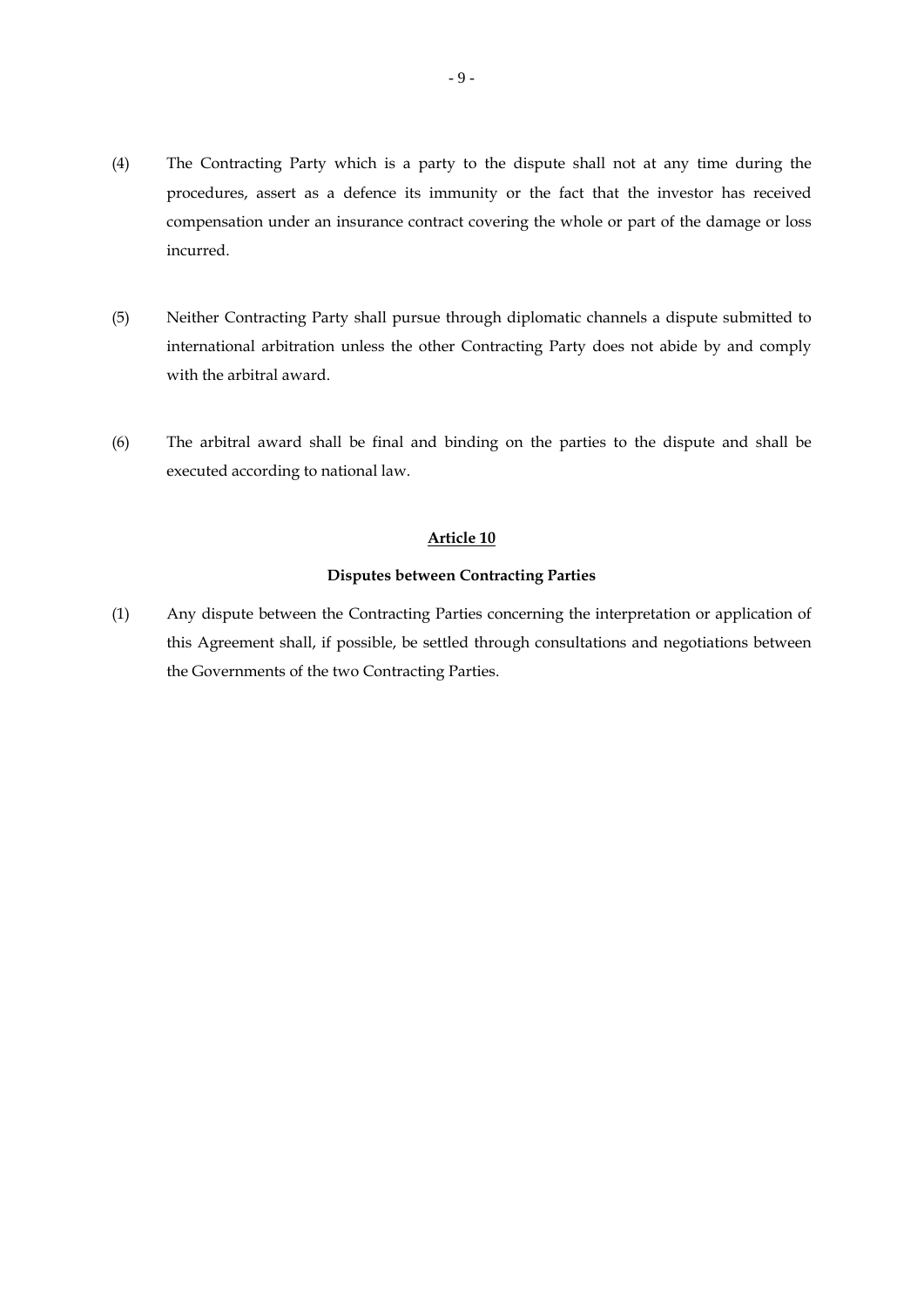(4) The Contracting Party which is a party to the dispute shall not at any time during the procedures, assert as a defence its immunity or the fact that the investor has received compensation under an insurance contract covering the whole or part of the damage or loss incurred.

(5) Neither Contracting Party shall pursue through diplomatic channels a dispute submitted to international arbitration unless the other Contracting Party does not abide by and comply with the arbitral award.

(6) The arbitral award shall be final and binding on the parties to the dispute and shall be executed according to national law.

## Article 10

### Disputes between Contracting Parties

(1) Any dispute between the Contracting Parties concerning the interpretation or application of this Agreement shall, if possible, be settled through consultations and negotiations between the Governments of the two Contracting Parties.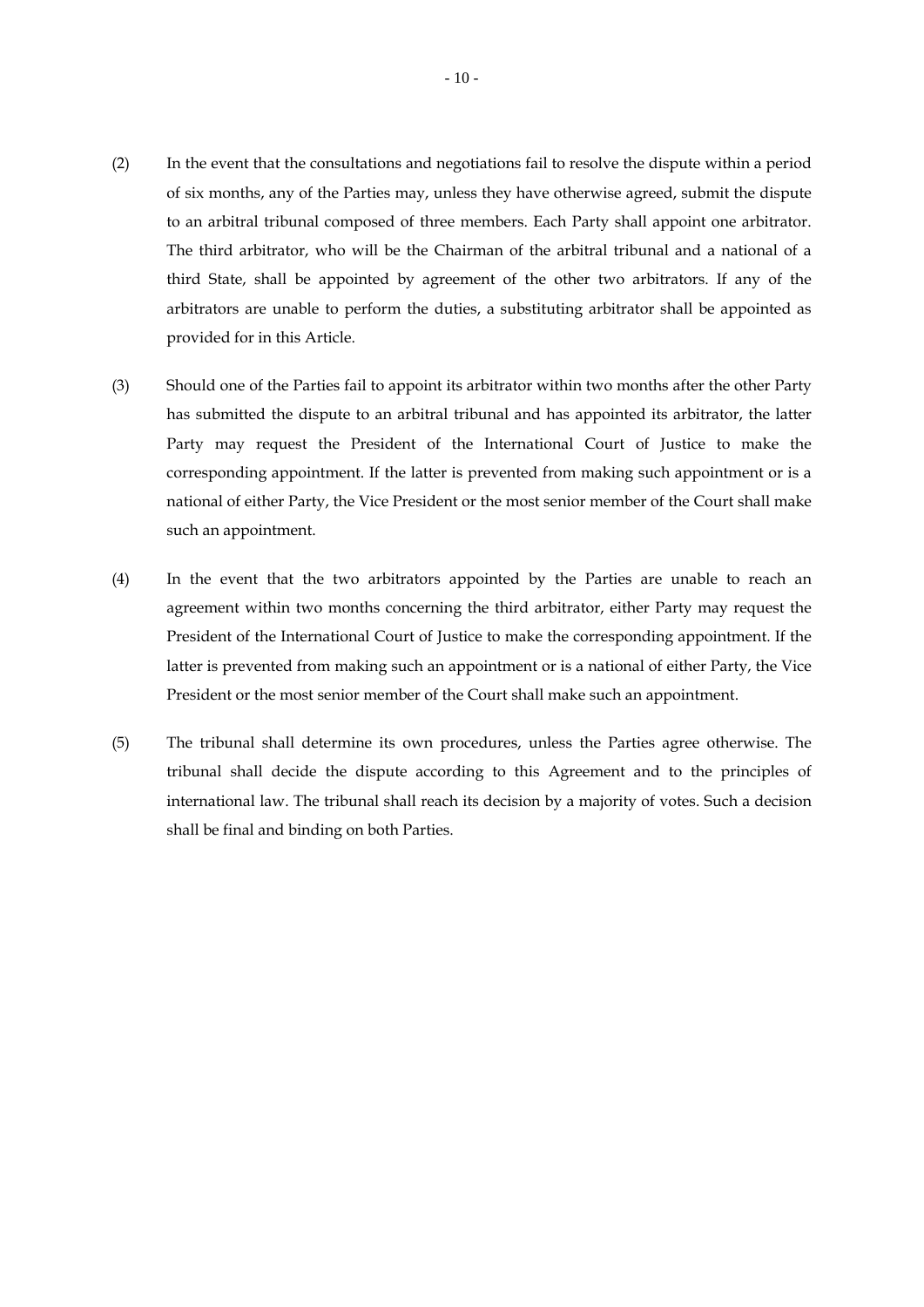(2) In the event that the consultations and negotiations fail to resolve the dispute within a period of six months, any of the Parties may, unless they have otherwise agreed, submit the dispute to an arbitral tribunal composed of three members. Each Party shall appoint one arbitrator. The third arbitrator, who will be the Chairman of the arbitral tribunal and a national of a third State, shall be appointed by agreement of the other two arbitrators. If any of the arbitrators are unable to perform the duties, a substituting arbitrator shall be appointed as provided for in this Article.

(3) Should one of the Parties fail to appoint its arbitrator within two months after the other Party has submitted the dispute to an arbitral tribunal and has appointed its arbitrator, the latter Party may request the President of the International Court of Justice to make the corresponding appointment. If the latter is prevented from making such appointment or is a national of either Party, the Vice President or the most senior member of the Court shall make such an appointment.

(4) In the event that the two arbitrators appointed by the Parties are unable to reach an agreement within two months concerning the third arbitrator, either Party may request the President of the International Court of Justice to make the corresponding appointment. If the latter is prevented from making such an appointment or is a national of either Party, the Vice President or the most senior member of the Court shall make such an appointment.

(5) The tribunal shall determine its own procedures, unless the Parties agree otherwise. The tribunal shall decide the dispute according to this Agreement and to the principles of international law. The tribunal shall reach its decision by a majority of votes. Such a decision shall be final and binding on both Parties.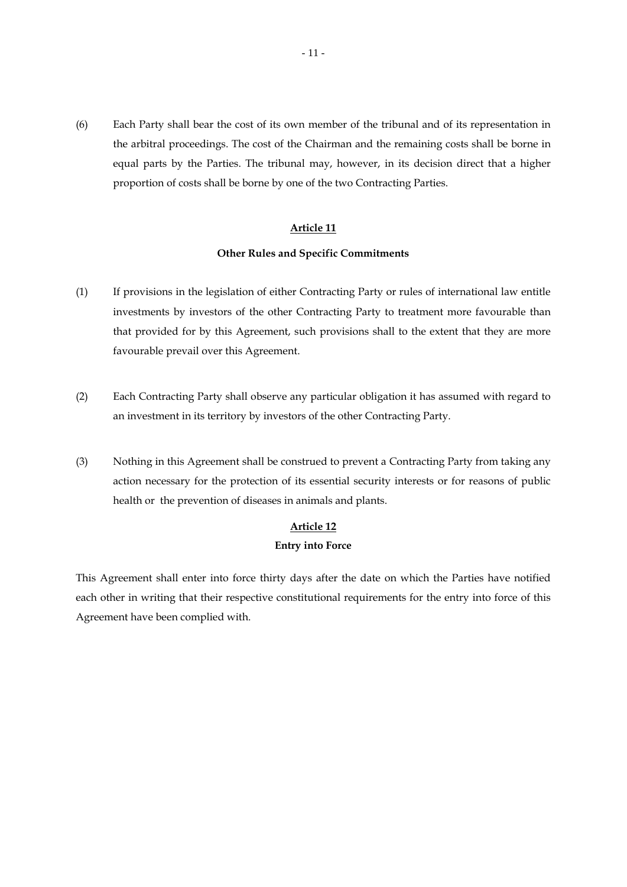(6) Each Party shall bear the cost of its own member of the tribunal and of its representation in the arbitral proceedings. The cost of the Chairman and the remaining costs shall be borne in equal parts by the Parties. The tribunal may, however, in its decision direct that a higher proportion of costs shall be borne by one of the two Contracting Parties.

## Article 11

### Other Rules and Specific Commitments

(1) If provisions in the legislation of either Contracting Party or rules of international law entitle investments by investors of the other Contracting Party to treatment more favourable than that provided for by this Agreement, such provisions shall to the extent that they are more favourable prevail over this Agreement.

(2) Each Contracting Party shall observe any particular obligation it has assumed with regard to an investment in its territory by investors of the other Contracting Party.

(3) Nothing in this Agreement shall be construed to prevent a Contracting Party from taking any action necessary for the protection of its essential security interests or for reasons of public health or the prevention of diseases in animals and plants.

## Article 12

### Entry into Force

This Agreement shall enter into force thirty days after the date on which the Parties have notified each other in writing that their respective constitutional requirements for the entry into force of this Agreement have been complied with.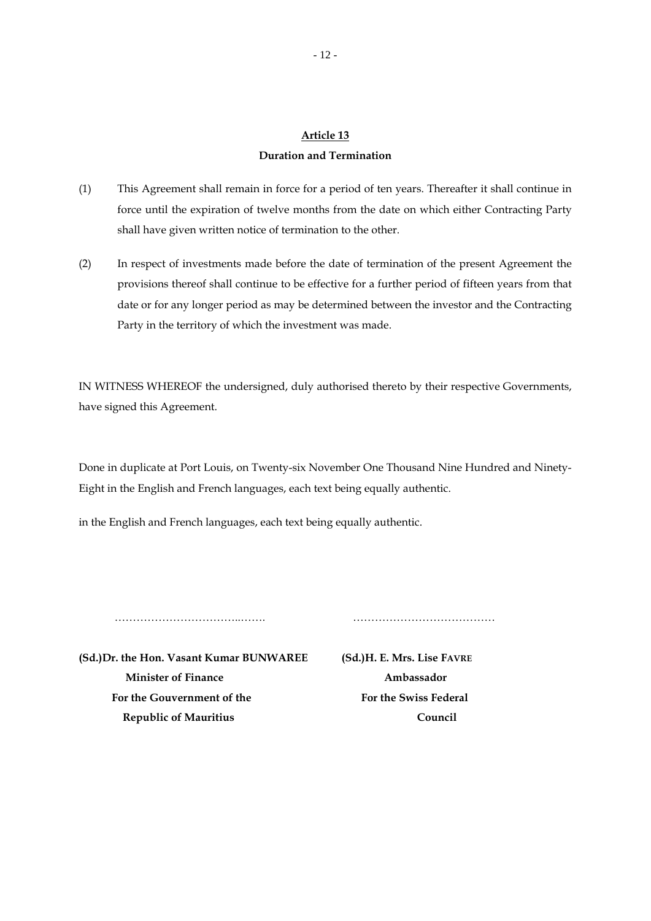## Article 13
### Duration and Termination

(1) This Agreement shall remain in force for a period of ten years. Thereafter it shall continue in force until the expiration of twelve months from the date on which either Contracting Party shall have given written notice of termination to the other.

(2) In respect of investments made before the date of termination of the present Agreement the provisions thereof shall continue to be effective for a further period of fifteen years from that date or for any longer period as may be determined between the investor and the Contracting Party in the territory of which the investment was made.

IN WITNESS WHEREOF the undersigned, duly authorised thereto by their respective Governments, have signed this Agreement.

Done in duplicate at Port Louis, on Twenty-six November One Thousand Nine Hundred and Ninety-Eight in the English and French languages, each text being equally authentic.

in the English and French languages, each text being equally authentic.

| | |
|---|---|
| ……………………………..……. | ………………………………… |
| **(Sd.)Dr. the Hon. Vasant Kumar BUNWAREE** | **(Sd.)H. E. Mrs. Lise FAVRE** |
| **Minister of Finance** | **Ambassador** |
| **For the Gouvernment of the Republic of Mauritius** | **For the Swiss Federal Council** |